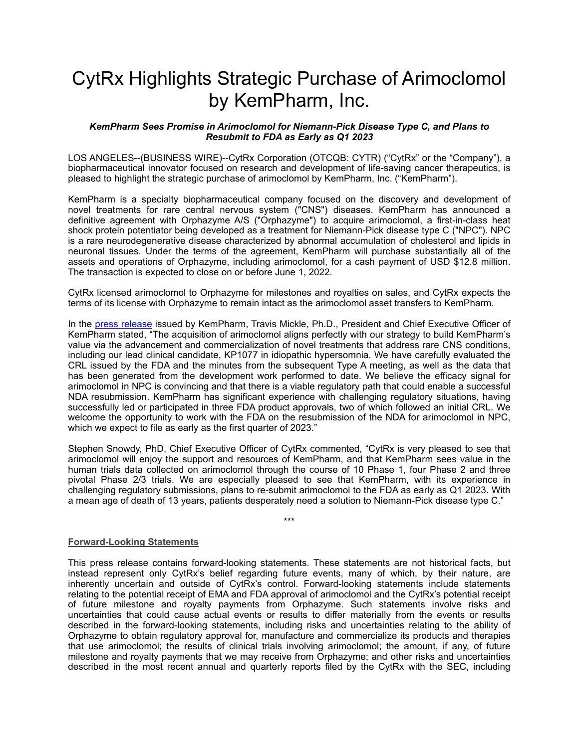# CytRx Highlights Strategic Purchase of Arimoclomol by KemPharm, Inc.

***KemPharm Sees Promise in Arimoclomol for Niemann-Pick Disease Type C, and Plans to Resubmit to FDA as Early as Q1 2023***

LOS ANGELES--(BUSINESS WIRE)--CytRx Corporation (OTCQB: CYTR) ("CytRx" or the "Company"), a biopharmaceutical innovator focused on research and development of life-saving cancer therapeutics, is pleased to highlight the strategic purchase of arimoclomol by KemPharm, Inc. ("KemPharm").

KemPharm is a specialty biopharmaceutical company focused on the discovery and development of novel treatments for rare central nervous system ("CNS") diseases. KemPharm has announced a definitive agreement with Orphazyme A/S ("Orphazyme") to acquire arimoclomol, a first-in-class heat shock protein potentiator being developed as a treatment for Niemann-Pick disease type C ("NPC"). NPC is a rare neurodegenerative disease characterized by abnormal accumulation of cholesterol and lipids in neuronal tissues. Under the terms of the agreement, KemPharm will purchase substantially all of the assets and operations of Orphazyme, including arimoclomol, for a cash payment of USD $12.8 million. The transaction is expected to close on or before June 1, 2022.

CytRx licensed arimoclomol to Orphazyme for milestones and royalties on sales, and CytRx expects the terms of its license with Orphazyme to remain intact as the arimoclomol asset transfers to KemPharm.

In the press release issued by KemPharm, Travis Mickle, Ph.D., President and Chief Executive Officer of KemPharm stated, "The acquisition of arimoclomol aligns perfectly with our strategy to build KemPharm's value via the advancement and commercialization of novel treatments that address rare CNS conditions, including our lead clinical candidate, KP1077 in idiopathic hypersomnia. We have carefully evaluated the CRL issued by the FDA and the minutes from the subsequent Type A meeting, as well as the data that has been generated from the development work performed to date. We believe the efficacy signal for arimoclomol in NPC is convincing and that there is a viable regulatory path that could enable a successful NDA resubmission. KemPharm has significant experience with challenging regulatory situations, having successfully led or participated in three FDA product approvals, two of which followed an initial CRL. We welcome the opportunity to work with the FDA on the resubmission of the NDA for arimoclomol in NPC, which we expect to file as early as the first quarter of 2023."

Stephen Snowdy, PhD, Chief Executive Officer of CytRx commented, "CytRx is very pleased to see that arimoclomol will enjoy the support and resources of KemPharm, and that KemPharm sees value in the human trials data collected on arimoclomol through the course of 10 Phase 1, four Phase 2 and three pivotal Phase 2/3 trials. We are especially pleased to see that KemPharm, with its experience in challenging regulatory submissions, plans to re-submit arimoclomol to the FDA as early as Q1 2023. With a mean age of death of 13 years, patients desperately need a solution to Niemann-Pick disease type C."

***

## Forward-Looking Statements

This press release contains forward-looking statements. These statements are not historical facts, but instead represent only CytRx's belief regarding future events, many of which, by their nature, are inherently uncertain and outside of CytRx's control. Forward-looking statements include statements relating to the potential receipt of EMA and FDA approval of arimoclomol and the CytRx's potential receipt of future milestone and royalty payments from Orphazyme. Such statements involve risks and uncertainties that could cause actual events or results to differ materially from the events or results described in the forward-looking statements, including risks and uncertainties relating to the ability of Orphazyme to obtain regulatory approval for, manufacture and commercialize its products and therapies that use arimoclomol; the results of clinical trials involving arimoclomol; the amount, if any, of future milestone and royalty payments that we may receive from Orphazyme; and other risks and uncertainties described in the most recent annual and quarterly reports filed by the CytRx with the SEC, including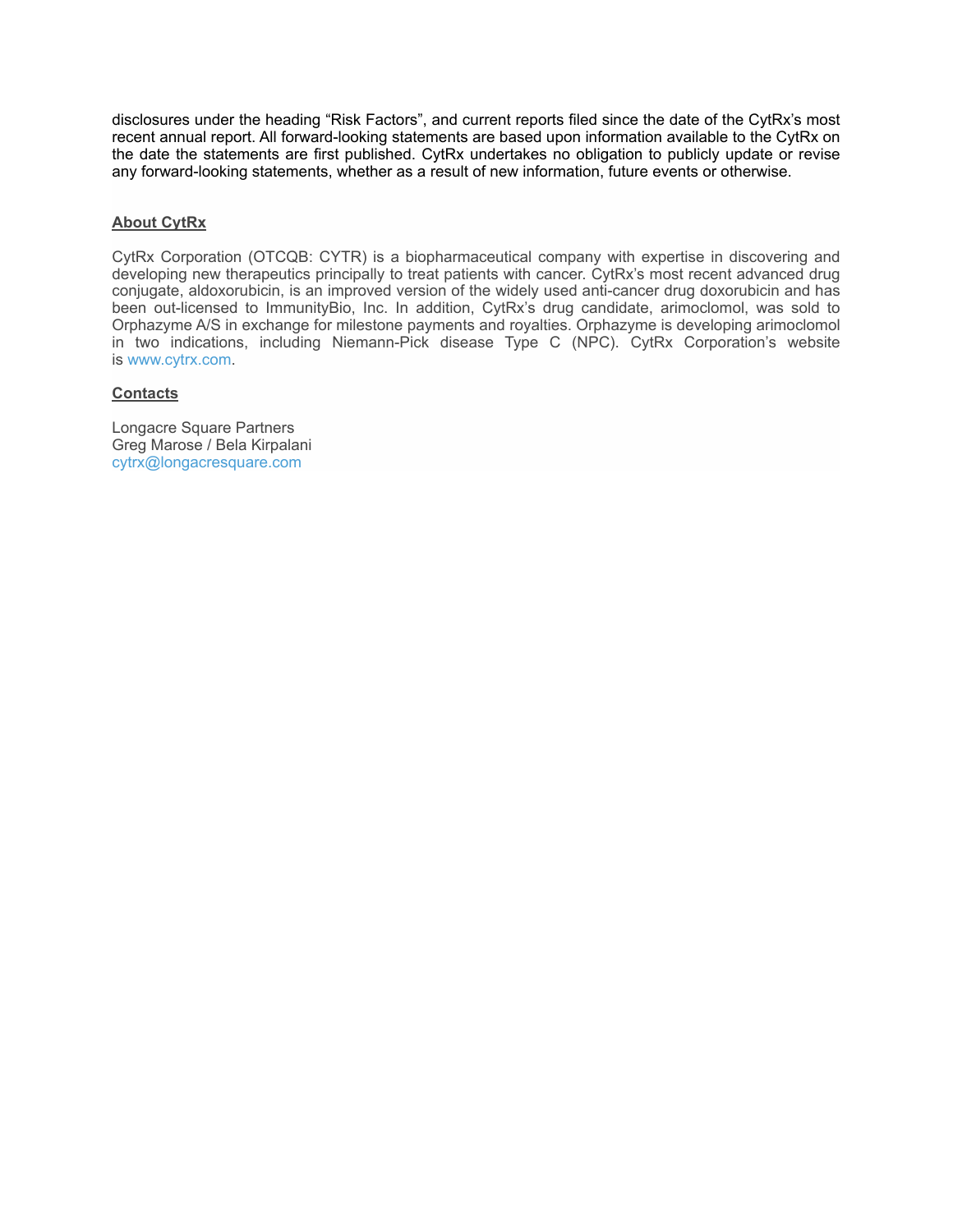disclosures under the heading "Risk Factors", and current reports filed since the date of the CytRx's most recent annual report. All forward-looking statements are based upon information available to the CytRx on the date the statements are first published. CytRx undertakes no obligation to publicly update or revise any forward-looking statements, whether as a result of new information, future events or otherwise.

**About CytRx**

CytRx Corporation (OTCQB: CYTR) is a biopharmaceutical company with expertise in discovering and developing new therapeutics principally to treat patients with cancer. CytRx's most recent advanced drug conjugate, aldoxorubicin, is an improved version of the widely used anti-cancer drug doxorubicin and has been out-licensed to ImmunityBio, Inc. In addition, CytRx's drug candidate, arimoclomol, was sold to Orphazyme A/S in exchange for milestone payments and royalties. Orphazyme is developing arimoclomol in two indications, including Niemann-Pick disease Type C (NPC). CytRx Corporation's website is www.cytrx.com.

**Contacts**

Longacre Square Partners
Greg Marose / Bela Kirpalani
cytrx@longacresquare.com